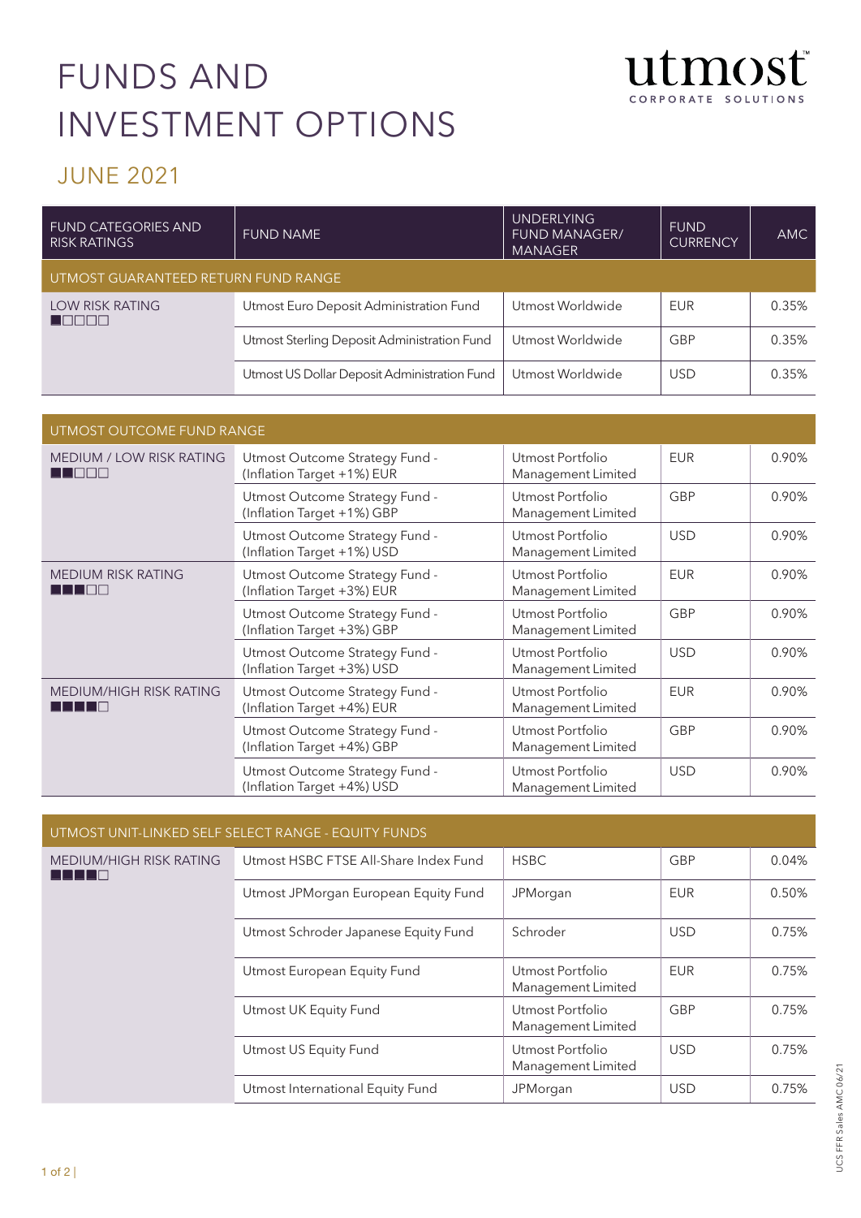# FUNDS AND INVESTMENT OPTIONS

## JUNE 2021

| FUND CATEGORIES AND RISK RATINGS | FUND NAME | UNDERLYING FUND MANAGER/ MANAGER | FUND CURRENCY | AMC |
|---|---|---|---|---|
| **UTMOST GUARANTEED RETURN FUND RANGE** | | | | |
| LOW RISK RATING ■□□□□ | Utmost Euro Deposit Administration Fund | Utmost Worldwide | EUR | 0.35% |
| | Utmost Sterling Deposit Administration Fund | Utmost Worldwide | GBP | 0.35% |
| | Utmost US Dollar Deposit Administration Fund | Utmost Worldwide | USD | 0.35% |

| | | | | |
|---|---|---|---|---|
| **UTMOST OUTCOME FUND RANGE** | | | | |
| MEDIUM / LOW RISK RATING ■■□□□ | Utmost Outcome Strategy Fund - (Inflation Target +1%) EUR | Utmost Portfolio Management Limited | EUR | 0.90% |
| | Utmost Outcome Strategy Fund - (Inflation Target +1%) GBP | Utmost Portfolio Management Limited | GBP | 0.90% |
| | Utmost Outcome Strategy Fund - (Inflation Target +1%) USD | Utmost Portfolio Management Limited | USD | 0.90% |
| MEDIUM RISK RATING ■■■□□ | Utmost Outcome Strategy Fund - (Inflation Target +3%) EUR | Utmost Portfolio Management Limited | EUR | 0.90% |
| | Utmost Outcome Strategy Fund - (Inflation Target +3%) GBP | Utmost Portfolio Management Limited | GBP | 0.90% |
| | Utmost Outcome Strategy Fund - (Inflation Target +3%) USD | Utmost Portfolio Management Limited | USD | 0.90% |
| MEDIUM/HIGH RISK RATING ■■■■□ | Utmost Outcome Strategy Fund - (Inflation Target +4%) EUR | Utmost Portfolio Management Limited | EUR | 0.90% |
| | Utmost Outcome Strategy Fund - (Inflation Target +4%) GBP | Utmost Portfolio Management Limited | GBP | 0.90% |
| | Utmost Outcome Strategy Fund - (Inflation Target +4%) USD | Utmost Portfolio Management Limited | USD | 0.90% |

| | | | | |
|---|---|---|---|---|
| **UTMOST UNIT-LINKED SELF SELECT RANGE - EQUITY FUNDS** | | | | |
| MEDIUM/HIGH RISK RATING ■■■■□ | Utmost HSBC FTSE All-Share Index Fund | HSBC | GBP | 0.04% |
| | Utmost JPMorgan European Equity Fund | JPMorgan | EUR | 0.50% |
| | Utmost Schroder Japanese Equity Fund | Schroder | USD | 0.75% |
| | Utmost European Equity Fund | Utmost Portfolio Management Limited | EUR | 0.75% |
| | Utmost UK Equity Fund | Utmost Portfolio Management Limited | GBP | 0.75% |
| | Utmost US Equity Fund | Utmost Portfolio Management Limited | USD | 0.75% |
| | Utmost International Equity Fund | JPMorgan | USD | 0.75% |

UCS FFR Sales AMC 06/21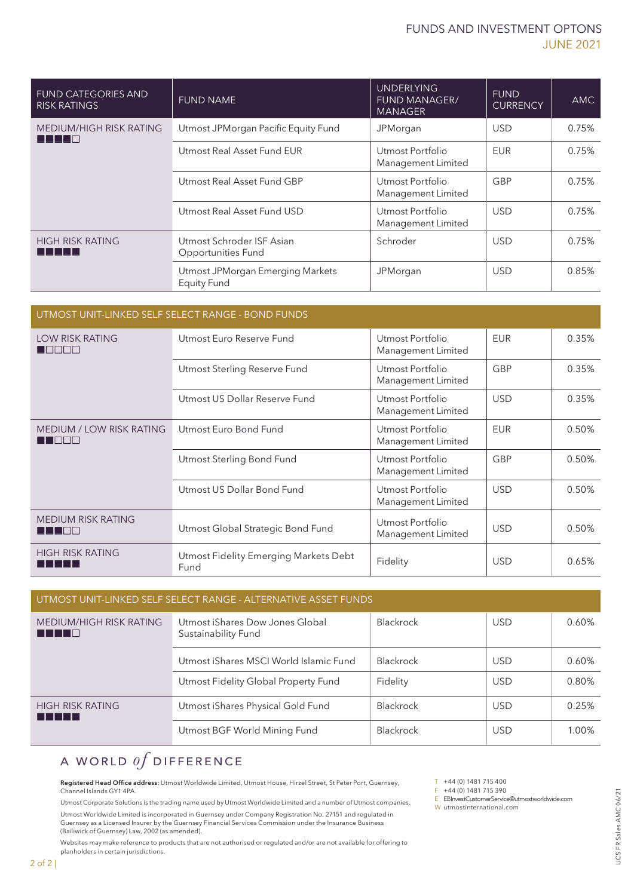FUNDS AND INVESTMENT OPTONS
JUNE 2021

| FUND CATEGORIES AND RISK RATINGS | FUND NAME | UNDERLYING FUND MANAGER/ MANAGER | FUND CURRENCY | AMC |
|---|---|---|---|---|
| MEDIUM/HIGH RISK RATING ■■■■□ | Utmost JPMorgan Pacific Equity Fund | JPMorgan | USD | 0.75% |
| | Utmost Real Asset Fund EUR | Utmost Portfolio Management Limited | EUR | 0.75% |
| | Utmost Real Asset Fund GBP | Utmost Portfolio Management Limited | GBP | 0.75% |
| | Utmost Real Asset Fund USD | Utmost Portfolio Management Limited | USD | 0.75% |
| HIGH RISK RATING ■■■■■ | Utmost Schroder ISF Asian Opportunities Fund | Schroder | USD | 0.75% |
| | Utmost JPMorgan Emerging Markets Equity Fund | JPMorgan | USD | 0.85% |
| **UTMOST UNIT-LINKED SELF SELECT RANGE - BOND FUNDS** | | | | |
| LOW RISK RATING ■□□□□ | Utmost Euro Reserve Fund | Utmost Portfolio Management Limited | EUR | 0.35% |
| | Utmost Sterling Reserve Fund | Utmost Portfolio Management Limited | GBP | 0.35% |
| | Utmost US Dollar Reserve Fund | Utmost Portfolio Management Limited | USD | 0.35% |
| MEDIUM / LOW RISK RATING ■■□□□ | Utmost Euro Bond Fund | Utmost Portfolio Management Limited | EUR | 0.50% |
| | Utmost Sterling Bond Fund | Utmost Portfolio Management Limited | GBP | 0.50% |
| | Utmost US Dollar Bond Fund | Utmost Portfolio Management Limited | USD | 0.50% |
| MEDIUM RISK RATING ■■■□□ | Utmost Global Strategic Bond Fund | Utmost Portfolio Management Limited | USD | 0.50% |
| HIGH RISK RATING ■■■■■ | Utmost Fidelity Emerging Markets Debt Fund | Fidelity | USD | 0.65% |
| **UTMOST UNIT-LINKED SELF SELECT RANGE - ALTERNATIVE ASSET FUNDS** | | | | |
| MEDIUM/HIGH RISK RATING ■■■■□ | Utmost iShares Dow Jones Global Sustainability Fund | Blackrock | USD | 0.60% |
| | Utmost iShares MSCI World Islamic Fund | Blackrock | USD | 0.60% |
| | Utmost Fidelity Global Property Fund | Fidelity | USD | 0.80% |
| HIGH RISK RATING ■■■■■ | Utmost iShares Physical Gold Fund | Blackrock | USD | 0.25% |
| | Utmost BGF World Mining Fund | Blackrock | USD | 1.00% |

A WORLD *of* DIFFERENCE

**Registered Head Office address:** Utmost Worldwide Limited, Utmost House, Hirzel Street, St Peter Port, Guernsey, Channel Islands GY1 4PA.

Utmost Corporate Solutions is the trading name used by Utmost Worldwide Limited and a number of Utmost companies.

Utmost Worldwide Limited is incorporated in Guernsey under Company Registration No. 27151 and regulated in Guernsey as a Licensed Insurer by the Guernsey Financial Services Commission under the Insurance Business (Bailiwick of Guernsey) Law, 2002 (as amended).

Websites may make reference to products that are not authorised or regulated and/or are not available for offering to planholders in certain jurisdictions.

T +44 (0) 1481 715 400
F +44 (0) 1481 715 390
E EBInvestCustomerService@utmostworldwide.com
W utmostinternational.com

UCS FR Sales AMC 06/21